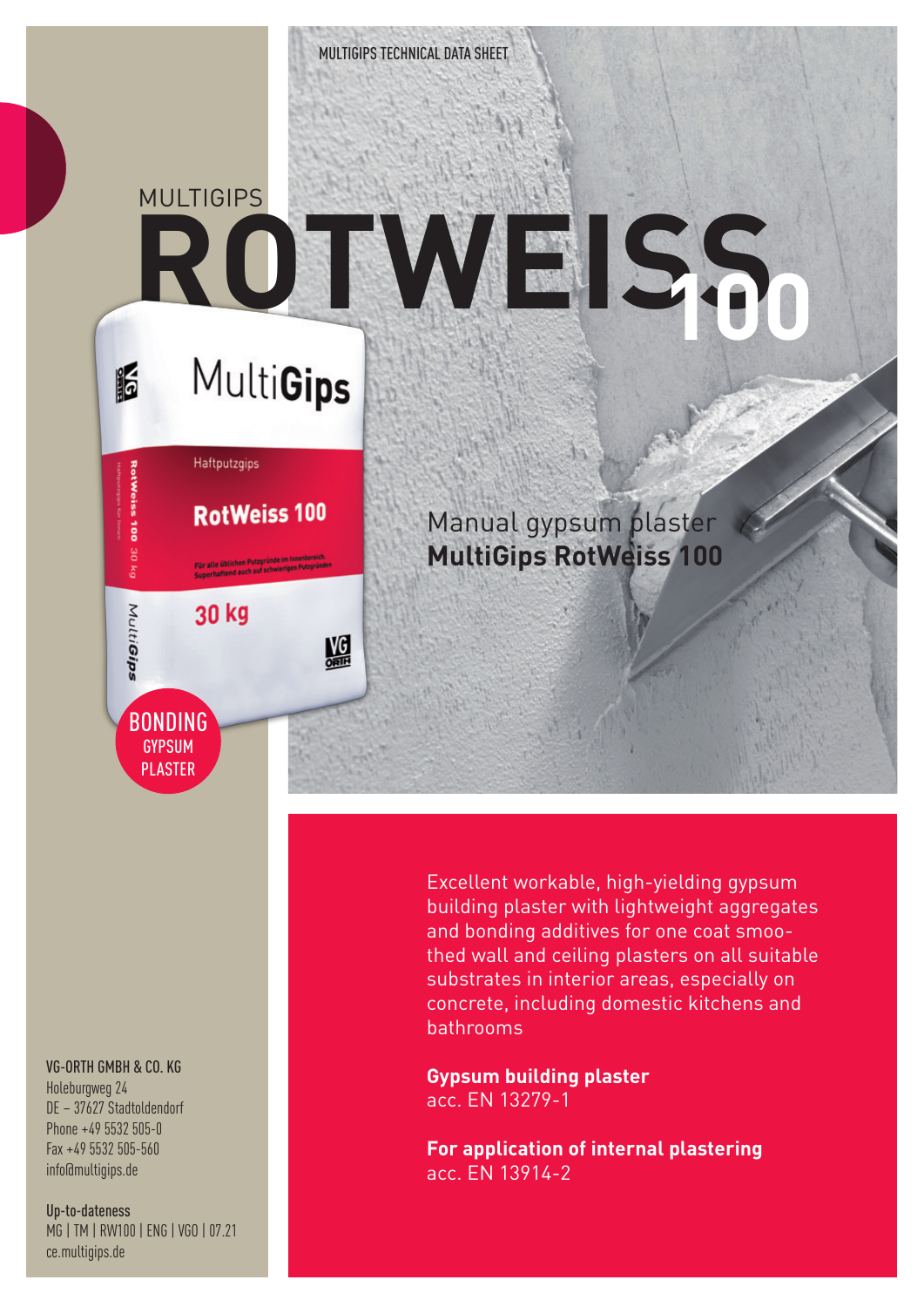MULTIGIPS TECHNICAL DATA SHEET

MULTIGIPS

# ROTWEISS 100

BONDING GYPSUM PLASTER

## Manual gypsum plaster
## **MultiGips RotWeiss 100**

Excellent workable, high-yielding gypsum building plaster with lightweight aggregates and bonding additives for one coat smoothed wall and ceiling plasters on all suitable substrates in interior areas, especially on concrete, including domestic kitchens and bathrooms

**Gypsum building plaster**
acc. EN 13279-1

**For application of internal plastering**
acc. EN 13914-2

**VG-ORTH GMBH & CO. KG**
Holeburgweg 24
DE – 37627 Stadtoldendorf
Phone +49 5532 505-0
Fax +49 5532 505-560
info@multigips.de

**Up-to-dateness**
MG | TM | RW100 | ENG | VGO | 07.21
ce.multigips.de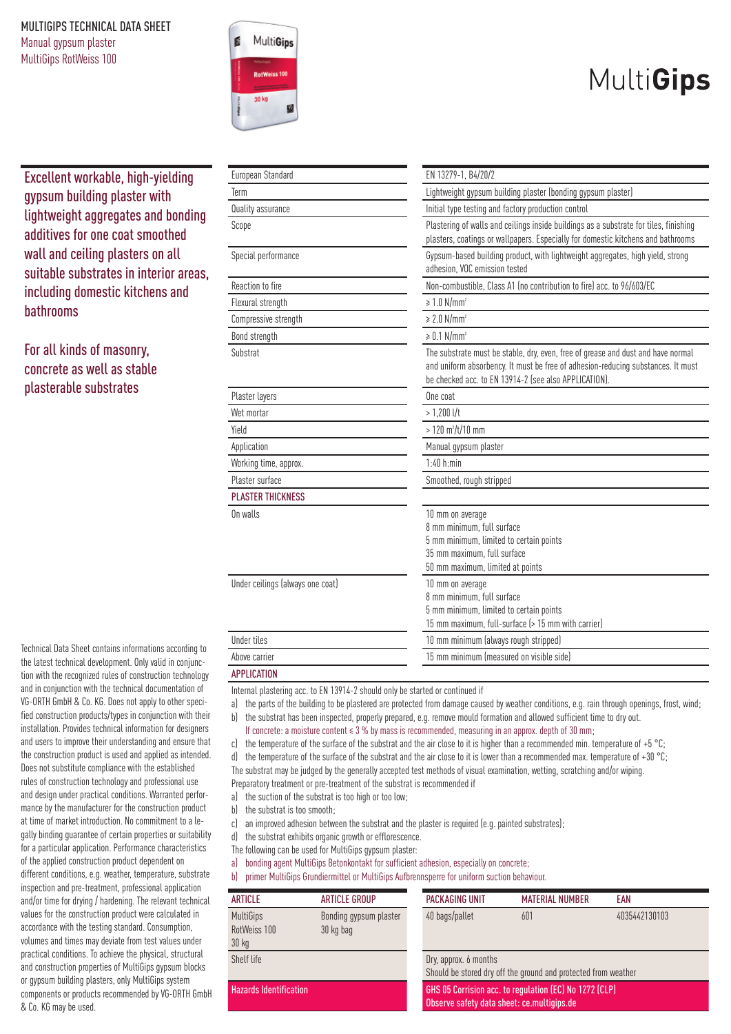MULTIGIPS TECHNICAL DATA SHEET
Manual gypsum plaster
MultiGips RotWeiss 100

MultiGips

## Excellent workable, high-yielding gypsum building plaster with lightweight aggregates and bonding additives for one coat smoothed wall and ceiling plasters on all suitable substrates in interior areas, including domestic kitchens and bathrooms

## For all kinds of masonry, concrete as well as stable plasterable substrates

| | |
|---|---|
| European Standard | EN 13279-1, B4/20/2 |
| Term | Lightweight gypsum building plaster (bonding gypsum plaster) |
| Quality assurance | Initial type testing and factory production control |
| Scope | Plastering of walls and ceilings inside buildings as a substrate for tiles, finishing plasters, coatings or wallpapers. Especially for domestic kitchens and bathrooms |
| Special performance | Gypsum-based building product, with lightweight aggregates, high yield, strong adhesion, VOC emission tested |
| Reaction to fire | Non-combustible, Class A1 (no contribution to fire) acc. to 96/603/EC |
| Flexural strength | ≥ 1.0 N/mm² |
| Compressive strength | ≥ 2.0 N/mm² |
| Bond strength | ≥ 0.1 N/mm² |
| Substrat | The substrate must be stable, dry, even, free of grease and dust and have normal and uniform absorbency. It must be free of adhesion-reducing substances. It must be checked acc. to EN 13914-2 (see also APPLICATION). |
| Plaster layers | One coat |
| Wet mortar | > 1,200 l/t |
| Yield | > 120 m²/t/10 mm |
| Application | Manual gypsum plaster |
| Working time, approx. | 1:40 h:min |
| Plaster surface | Smoothed, rough stripped |
| **PLASTER THICKNESS** | |
| On walls | 10 mm on average<br>8 mm minimum, full surface<br>5 mm minimum, limited to certain points<br>35 mm maximum, full surface<br>50 mm maximum, limited at points |
| Under ceilings (always one coat) | 10 mm on average<br>8 mm minimum, full surface<br>5 mm minimum, limited to certain points<br>15 mm maximum, full-surface (> 15 mm with carrier) |
| Under tiles | 10 mm minimum (always rough stripped) |
| Above carrier | 15 mm minimum (measured on visible side) |

### APPLICATION

Internal plastering acc. to EN 13914-2 should only be started or continued if

a) the parts of the building to be plastered are protected from damage caused by weather conditions, e.g. rain through openings, frost, wind;
b) the substrat has been inspected, properly prepared, e.g. remove mould formation and allowed sufficient time to dry out.
If concrete: a moisture content ≤ 3 % by mass is recommended, measuring in an approx. depth of 30 mm;
c) the temperature of the surface of the substrat and the air close to it is higher than a recommended min. temperature of +5 °C;
d) the temperature of the surface of the substrat and the air close to it is lower than a recommended max. temperature of +30 °C;

The substrat may be judged by the generally accepted test methods of visual examination, wetting, scratching and/or wiping.

Preparatory treatment or pre-treatment of the substrat is recommended if

a) the suction of the substrat is too high or too low;
b) the substrat is too smooth;
c) an improved adhesion between the substrat and the plaster is required (e.g. painted substrates);
d) the substrat exhibits organic growth or efflorescence.

The following can be used for MultiGips gypsum plaster:

a) bonding agent MultiGips Betonkontakt for sufficient adhesion, especially on concrete;
b) primer MultiGips Grundiermittel or MultiGips Aufbrennsperre for uniform suction behaviour.

| ARTICLE | ARTICLE GROUP | PACKAGING UNIT | MATERIAL NUMBER | EAN |
|---|---|---|---|---|
| MultiGips RotWeiss 100 30 kg | Bonding gypsum plaster 30 kg bag | 40 bags/pallet | 601 | 4035442130103 |
| Shelf life | | Dry, approx. 6 months<br>Should be stored dry off the ground and protected from weather | | |
| Hazards Identification | | GHS 05 Corrision acc. to regulation (EC) No 1272 (CLP)<br>Observe safety data sheet: ce.multigips.de | | |

Technical Data Sheet contains informations according to the latest technical development. Only valid in conjunction with the recognized rules of construction technology and in conjunction with the technical documentation of VG-ORTH GmbH & Co. KG. Does not apply to other specified construction products/types in conjunction with their installation. Provides technical information for designers and users to improve their understanding and ensure that the construction product is used and applied as intended. Does not substitute compliance with the established rules of construction technology and professional use and design under practical conditions. Warranted performance by the manufacturer for the construction product at time of market introduction. No commitment to a legally binding guarantee of certain properties or suitability for a particular application. Performance characteristics of the applied construction product dependent on different conditions, e.g. weather, temperature, substrate inspection and pre-treatment, professional application and/or time for drying / hardening. The relevant technical values for the construction product were calculated in accordance with the testing standard. Consumption, volumes and times may deviate from test values under practical conditions. To achieve the physical, structural and construction properties of MultiGips gypsum blocks or gypsum building plasters, only MultiGips system components or products recommended by VG-ORTH GmbH & Co. KG may be used.